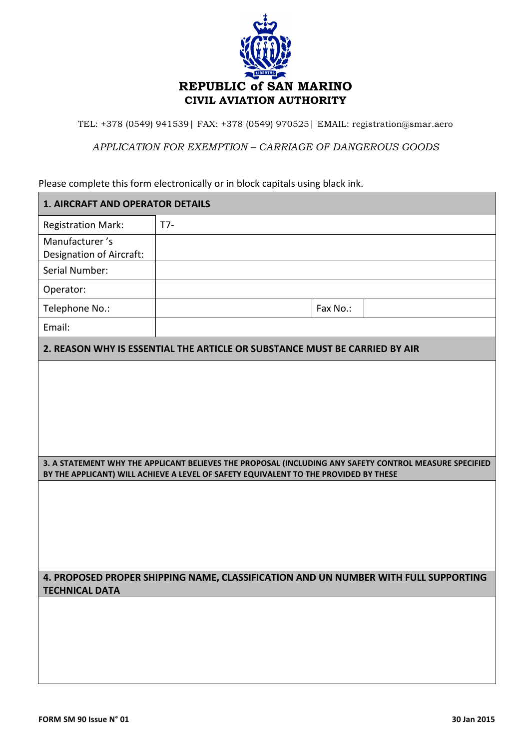# REPUBLIC of SAN MARINO
## CIVIL AVIATION AUTHORITY

TEL: +378 (0549) 941539| FAX: +378 (0549) 970525| EMAIL: registration@smar.aero

*APPLICATION FOR EXEMPTION – CARRIAGE OF DANGEROUS GOODS*

Please complete this form electronically or in block capitals using black ink.

| **1. AIRCRAFT AND OPERATOR DETAILS** | | | |
|---|---|---|---|
| Registration Mark: | T7- | | |
| Manufacturer's Designation of Aircraft: | | | |
| Serial Number: | | | |
| Operator: | | | |
| Telephone No.: | | Fax No.: | |
| Email: | | | |

**2. REASON WHY IS ESSENTIAL THE ARTICLE OR SUBSTANCE MUST BE CARRIED BY AIR**

**3. A STATEMENT WHY THE APPLICANT BELIEVES THE PROPOSAL (INCLUDING ANY SAFETY CONTROL MEASURE SPECIFIED BY THE APPLICANT) WILL ACHIEVE A LEVEL OF SAFETY EQUIVALENT TO THE PROVIDED BY THESE**

**4. PROPOSED PROPER SHIPPING NAME, CLASSIFICATION AND UN NUMBER WITH FULL SUPPORTING TECHNICAL DATA**

**FORM SM 90 Issue N° 01** **30 Jan 2015**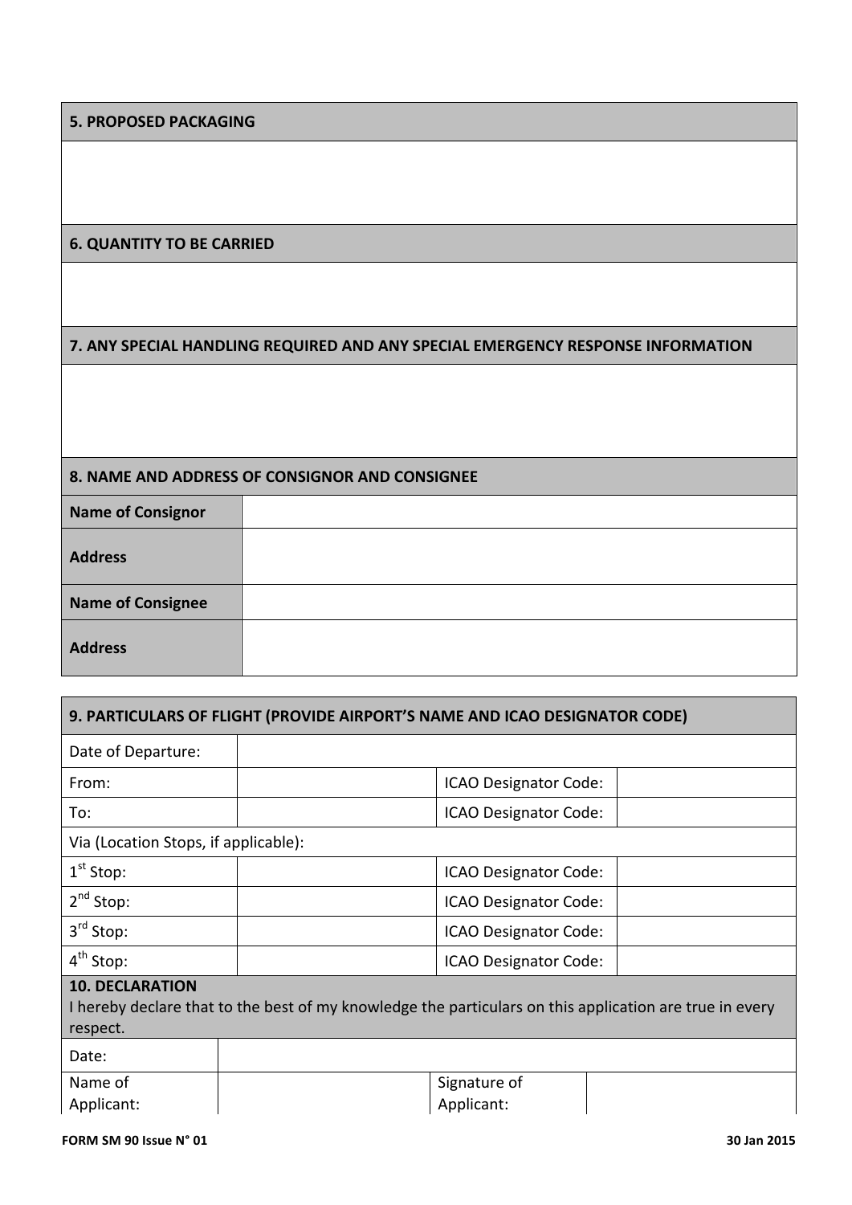## 5. PROPOSED PACKAGING

## 6. QUANTITY TO BE CARRIED

## 7. ANY SPECIAL HANDLING REQUIRED AND ANY SPECIAL EMERGENCY RESPONSE INFORMATION

## 8. NAME AND ADDRESS OF CONSIGNOR AND CONSIGNEE

| | |
|---|---|
| **Name of Consignor** | |
| **Address** | |
| **Name of Consignee** | |
| **Address** | |

## 9. PARTICULARS OF FLIGHT (PROVIDE AIRPORT'S NAME AND ICAO DESIGNATOR CODE)

| | | | |
|---|---|---|---|
| Date of Departure: | | | |
| From: | | ICAO Designator Code: | |
| To: | | ICAO Designator Code: | |
| Via (Location Stops, if applicable): | | | |
| 1st Stop: | | ICAO Designator Code: | |
| 2nd Stop: | | ICAO Designator Code: | |
| 3rd Stop: | | ICAO Designator Code: | |
| 4th Stop: | | ICAO Designator Code: | |

## 10. DECLARATION

I hereby declare that to the best of my knowledge the particulars on this application are true in every respect.

| | | | |
|---|---|---|---|
| Date: | | | |
| Name of Applicant: | | Signature of Applicant: | |

FORM SM 90 Issue N° 01 — 30 Jan 2015